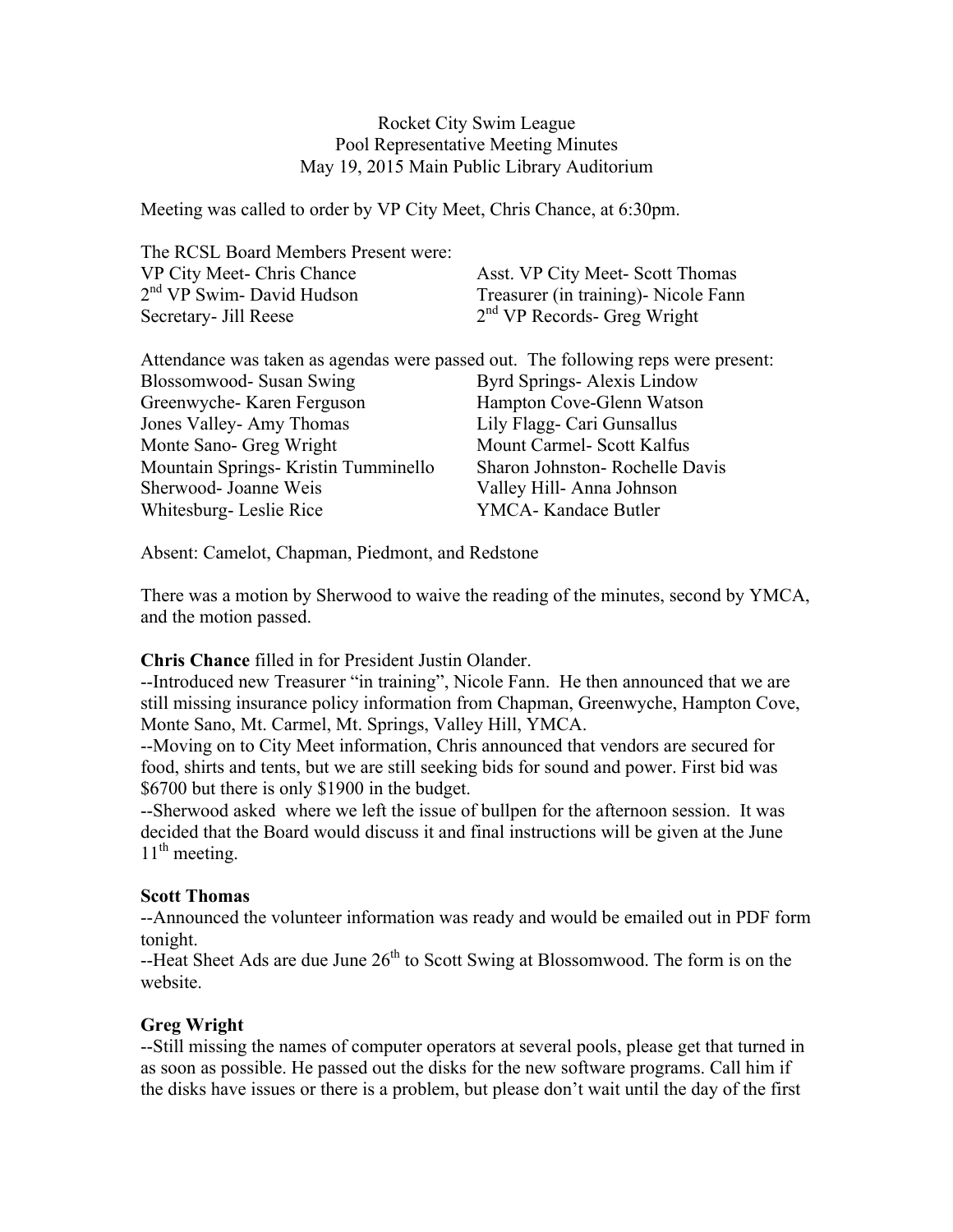Rocket City Swim League
Pool Representative Meeting Minutes
May 19, 2015 Main Public Library Auditorium

Meeting was called to order by VP City Meet, Chris Chance, at 6:30pm.

The RCSL Board Members Present were:

VP City Meet- Chris Chance
Asst. VP City Meet- Scott Thomas
2nd VP Swim- David Hudson
Treasurer (in training)- Nicole Fann
Secretary- Jill Reese
2nd VP Records- Greg Wright

Attendance was taken as agendas were passed out. The following reps were present:

Blossomwood- Susan Swing
Byrd Springs- Alexis Lindow
Greenwyche- Karen Ferguson
Hampton Cove-Glenn Watson
Jones Valley- Amy Thomas
Lily Flagg- Cari Gunsallus
Monte Sano- Greg Wright
Mount Carmel- Scott Kalfus
Mountain Springs- Kristin Tumminello
Sharon Johnston- Rochelle Davis
Sherwood- Joanne Weis
Valley Hill- Anna Johnson
Whitesburg- Leslie Rice
YMCA- Kandace Butler

Absent: Camelot, Chapman, Piedmont, and Redstone

There was a motion by Sherwood to waive the reading of the minutes, second by YMCA, and the motion passed.

**Chris Chance** filled in for President Justin Olander.

--Introduced new Treasurer "in training", Nicole Fann. He then announced that we are still missing insurance policy information from Chapman, Greenwyche, Hampton Cove, Monte Sano, Mt. Carmel, Mt. Springs, Valley Hill, YMCA.

--Moving on to City Meet information, Chris announced that vendors are secured for food, shirts and tents, but we are still seeking bids for sound and power. First bid was $6700 but there is only $1900 in the budget.

--Sherwood asked where we left the issue of bullpen for the afternoon session. It was decided that the Board would discuss it and final instructions will be given at the June 11th meeting.

**Scott Thomas**

--Announced the volunteer information was ready and would be emailed out in PDF form tonight.

--Heat Sheet Ads are due June 26th to Scott Swing at Blossomwood. The form is on the website.

**Greg Wright**

--Still missing the names of computer operators at several pools, please get that turned in as soon as possible. He passed out the disks for the new software programs. Call him if the disks have issues or there is a problem, but please don't wait until the day of the first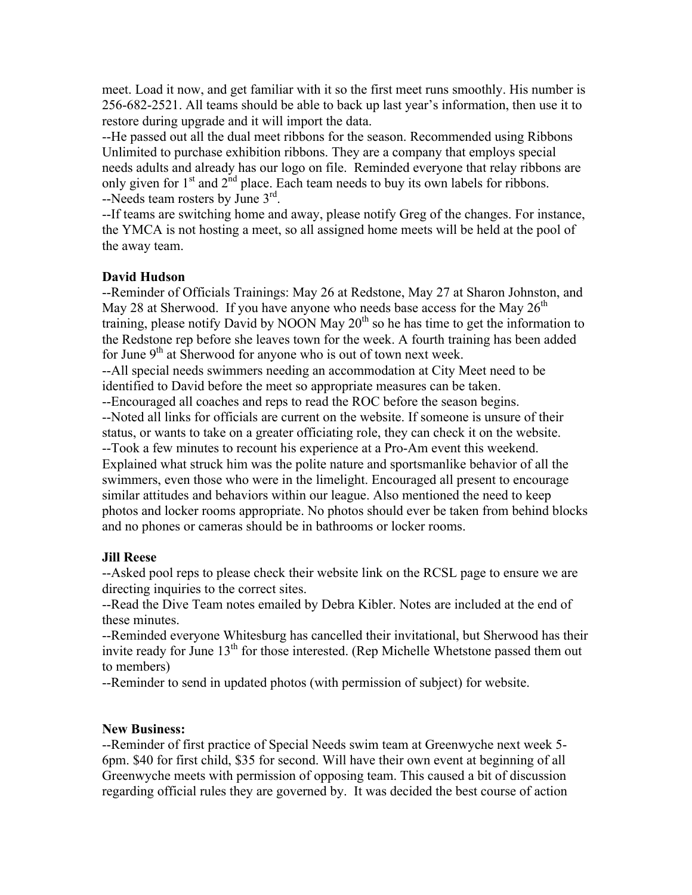meet. Load it now, and get familiar with it so the first meet runs smoothly. His number is 256-682-2521. All teams should be able to back up last year's information, then use it to restore during upgrade and it will import the data.

--He passed out all the dual meet ribbons for the season. Recommended using Ribbons Unlimited to purchase exhibition ribbons. They are a company that employs special needs adults and already has our logo on file. Reminded everyone that relay ribbons are only given for 1st and 2nd place. Each team needs to buy its own labels for ribbons.

--Needs team rosters by June 3rd.

--If teams are switching home and away, please notify Greg of the changes. For instance, the YMCA is not hosting a meet, so all assigned home meets will be held at the pool of the away team.

**David Hudson**

--Reminder of Officials Trainings: May 26 at Redstone, May 27 at Sharon Johnston, and May 28 at Sherwood. If you have anyone who needs base access for the May 26th training, please notify David by NOON May 20th so he has time to get the information to the Redstone rep before she leaves town for the week. A fourth training has been added for June 9th at Sherwood for anyone who is out of town next week.

--All special needs swimmers needing an accommodation at City Meet need to be identified to David before the meet so appropriate measures can be taken.

--Encouraged all coaches and reps to read the ROC before the season begins.

--Noted all links for officials are current on the website. If someone is unsure of their status, or wants to take on a greater officiating role, they can check it on the website.

--Took a few minutes to recount his experience at a Pro-Am event this weekend. Explained what struck him was the polite nature and sportsmanlike behavior of all the swimmers, even those who were in the limelight. Encouraged all present to encourage similar attitudes and behaviors within our league. Also mentioned the need to keep photos and locker rooms appropriate. No photos should ever be taken from behind blocks and no phones or cameras should be in bathrooms or locker rooms.

**Jill Reese**

--Asked pool reps to please check their website link on the RCSL page to ensure we are directing inquiries to the correct sites.

--Read the Dive Team notes emailed by Debra Kibler. Notes are included at the end of these minutes.

--Reminded everyone Whitesburg has cancelled their invitational, but Sherwood has their invite ready for June 13th for those interested. (Rep Michelle Whetstone passed them out to members)

--Reminder to send in updated photos (with permission of subject) for website.

**New Business:**

--Reminder of first practice of Special Needs swim team at Greenwyche next week 5-6pm. $40 for first child, $35 for second. Will have their own event at beginning of all Greenwyche meets with permission of opposing team. This caused a bit of discussion regarding official rules they are governed by. It was decided the best course of action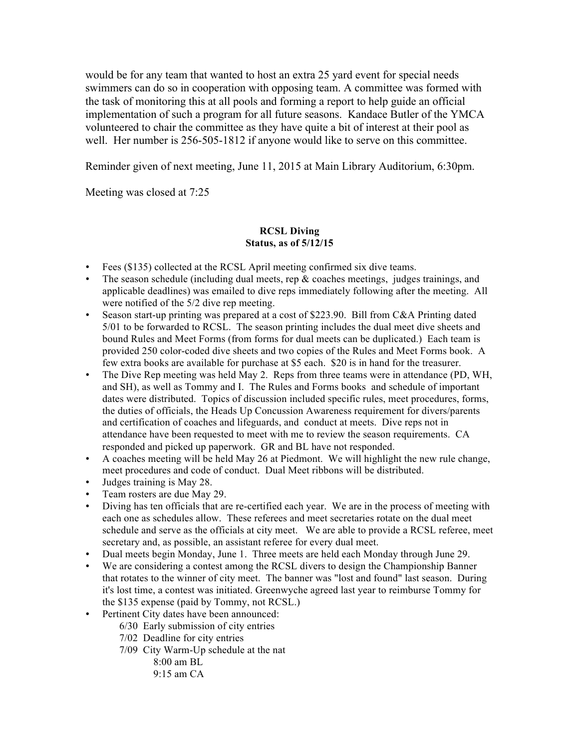would be for any team that wanted to host an extra 25 yard event for special needs swimmers can do so in cooperation with opposing team. A committee was formed with the task of monitoring this at all pools and forming a report to help guide an official implementation of such a program for all future seasons. Kandace Butler of the YMCA volunteered to chair the committee as they have quite a bit of interest at their pool as well. Her number is 256-505-1812 if anyone would like to serve on this committee.

Reminder given of next meeting, June 11, 2015 at Main Library Auditorium, 6:30pm.

Meeting was closed at 7:25

**RCSL Diving**
**Status, as of 5/12/15**

- Fees ($135) collected at the RCSL April meeting confirmed six dive teams.
- The season schedule (including dual meets, rep & coaches meetings, judges trainings, and applicable deadlines) was emailed to dive reps immediately following after the meeting. All were notified of the 5/2 dive rep meeting.
- Season start-up printing was prepared at a cost of $223.90. Bill from C&A Printing dated 5/01 to be forwarded to RCSL. The season printing includes the dual meet dive sheets and bound Rules and Meet Forms (from forms for dual meets can be duplicated.) Each team is provided 250 color-coded dive sheets and two copies of the Rules and Meet Forms book. A few extra books are available for purchase at $5 each. $20 is in hand for the treasurer.
- The Dive Rep meeting was held May 2. Reps from three teams were in attendance (PD, WH, and SH), as well as Tommy and I. The Rules and Forms books and schedule of important dates were distributed. Topics of discussion included specific rules, meet procedures, forms, the duties of officials, the Heads Up Concussion Awareness requirement for divers/parents and certification of coaches and lifeguards, and conduct at meets. Dive reps not in attendance have been requested to meet with me to review the season requirements. CA responded and picked up paperwork. GR and BL have not responded.
- A coaches meeting will be held May 26 at Piedmont. We will highlight the new rule change, meet procedures and code of conduct. Dual Meet ribbons will be distributed.
- Judges training is May 28.
- Team rosters are due May 29.
- Diving has ten officials that are re-certified each year. We are in the process of meeting with each one as schedules allow. These referees and meet secretaries rotate on the dual meet schedule and serve as the officials at city meet. We are able to provide a RCSL referee, meet secretary and, as possible, an assistant referee for every dual meet.
- Dual meets begin Monday, June 1. Three meets are held each Monday through June 29.
- We are considering a contest among the RCSL divers to design the Championship Banner that rotates to the winner of city meet. The banner was "lost and found" last season. During it's lost time, a contest was initiated. Greenwyche agreed last year to reimburse Tommy for the $135 expense (paid by Tommy, not RCSL.)
- Pertinent City dates have been announced:
  - 6/30 Early submission of city entries
  - 7/02 Deadline for city entries
  - 7/09 City Warm-Up schedule at the nat
    - 8:00 am BL
    - 9:15 am CA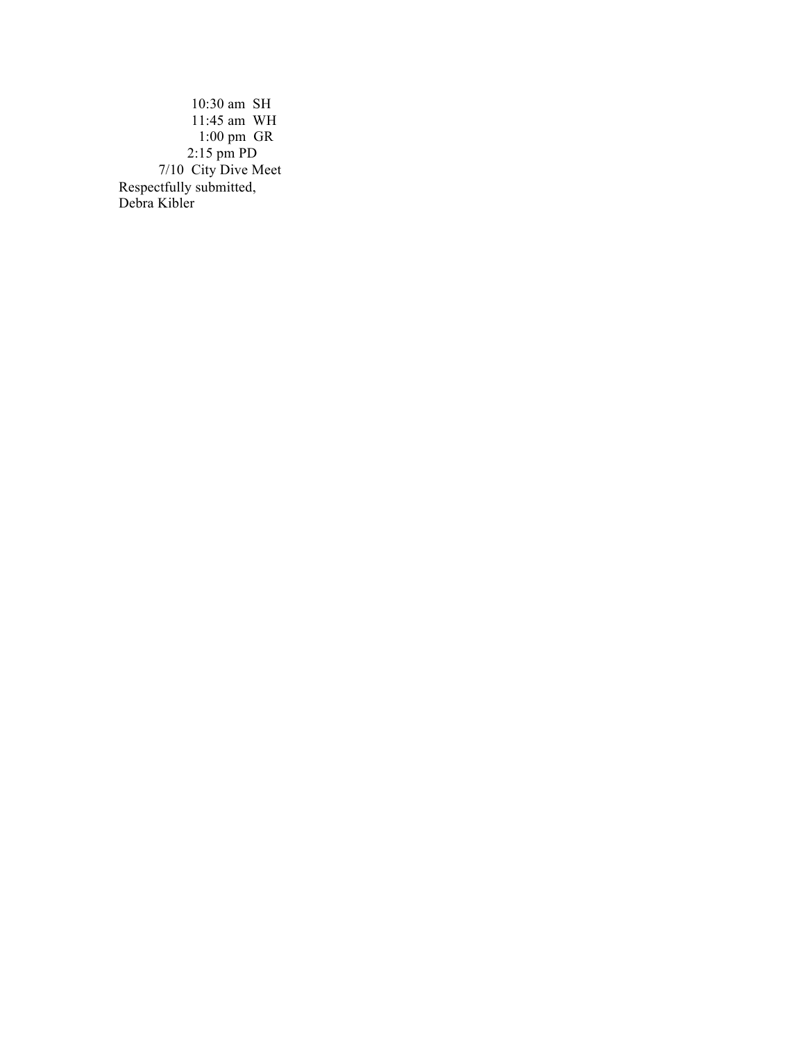10:30 am SH
11:45 am WH
1:00 pm GR
2:15 pm PD
7/10 City Dive Meet

Respectfully submitted,
Debra Kibler